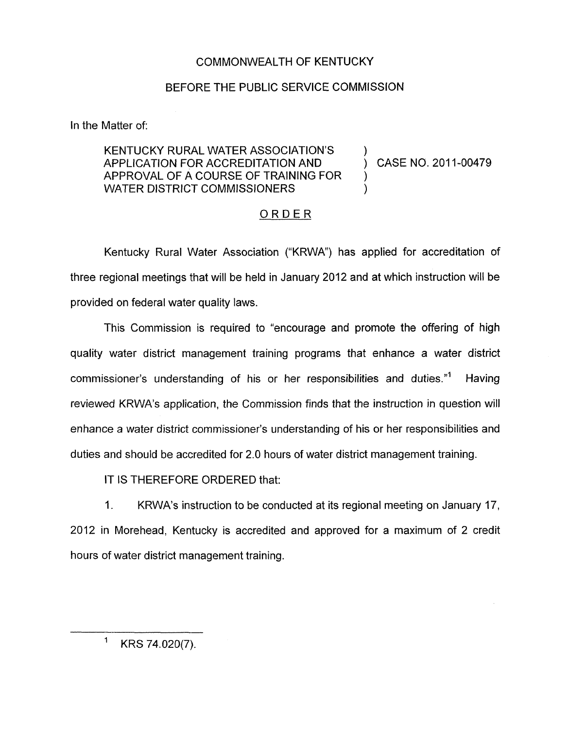COMMONWEALTH OF KENTUCKY

BEFORE THE PUBLIC SERVICE COMMISSION

In the Matter of:

| | | |
|---|---|---|
| KENTUCKY RURAL WATER ASSOCIATION'S APPLICATION FOR ACCREDITATION AND APPROVAL OF A COURSE OF TRAINING FOR WATER DISTRICT COMMISSIONERS | ) | CASE NO. 2011-00479 |

## ORDER

Kentucky Rural Water Association ("KRWA") has applied for accreditation of three regional meetings that will be held in January 2012 and at which instruction will be provided on federal water quality laws.

This Commission is required to "encourage and promote the offering of high quality water district management training programs that enhance a water district commissioner's understanding of his or her responsibilities and duties."[1] Having reviewed KRWA's application, the Commission finds that the instruction in question will enhance a water district commissioner's understanding of his or her responsibilities and duties and should be accredited for 2.0 hours of water district management training.

IT IS THEREFORE ORDERED that:

1. KRWA's instruction to be conducted at its regional meeting on January 17, 2012 in Morehead, Kentucky is accredited and approved for a maximum of 2 credit hours of water district management training.

---

[1] KRS 74.020(7).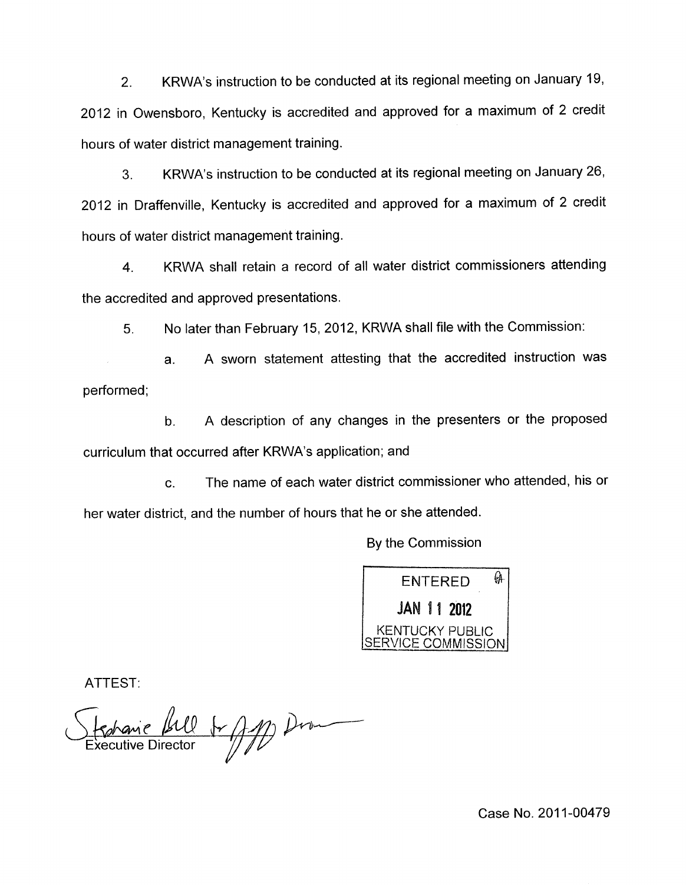2. KRWA's instruction to be conducted at its regional meeting on January 19, 2012 in Owensboro, Kentucky is accredited and approved for a maximum of 2 credit hours of water district management training.

3. KRWA's instruction to be conducted at its regional meeting on January 26, 2012 in Draffenville, Kentucky is accredited and approved for a maximum of 2 credit hours of water district management training.

4. KRWA shall retain a record of all water district commissioners attending the accredited and approved presentations.

5. No later than February 15, 2012, KRWA shall file with the Commission:

   a. A sworn statement attesting that the accredited instruction was performed;

   b. A description of any changes in the presenters or the proposed curriculum that occurred after KRWA's application; and

   c. The name of each water district commissioner who attended, his or her water district, and the number of hours that he or she attended.

By the Commission

ENTERED
JAN 11 2012
KENTUCKY PUBLIC SERVICE COMMISSION

ATTEST:

Stephanie Bell for Jeff Derouen
Executive Director

Case No. 2011-00479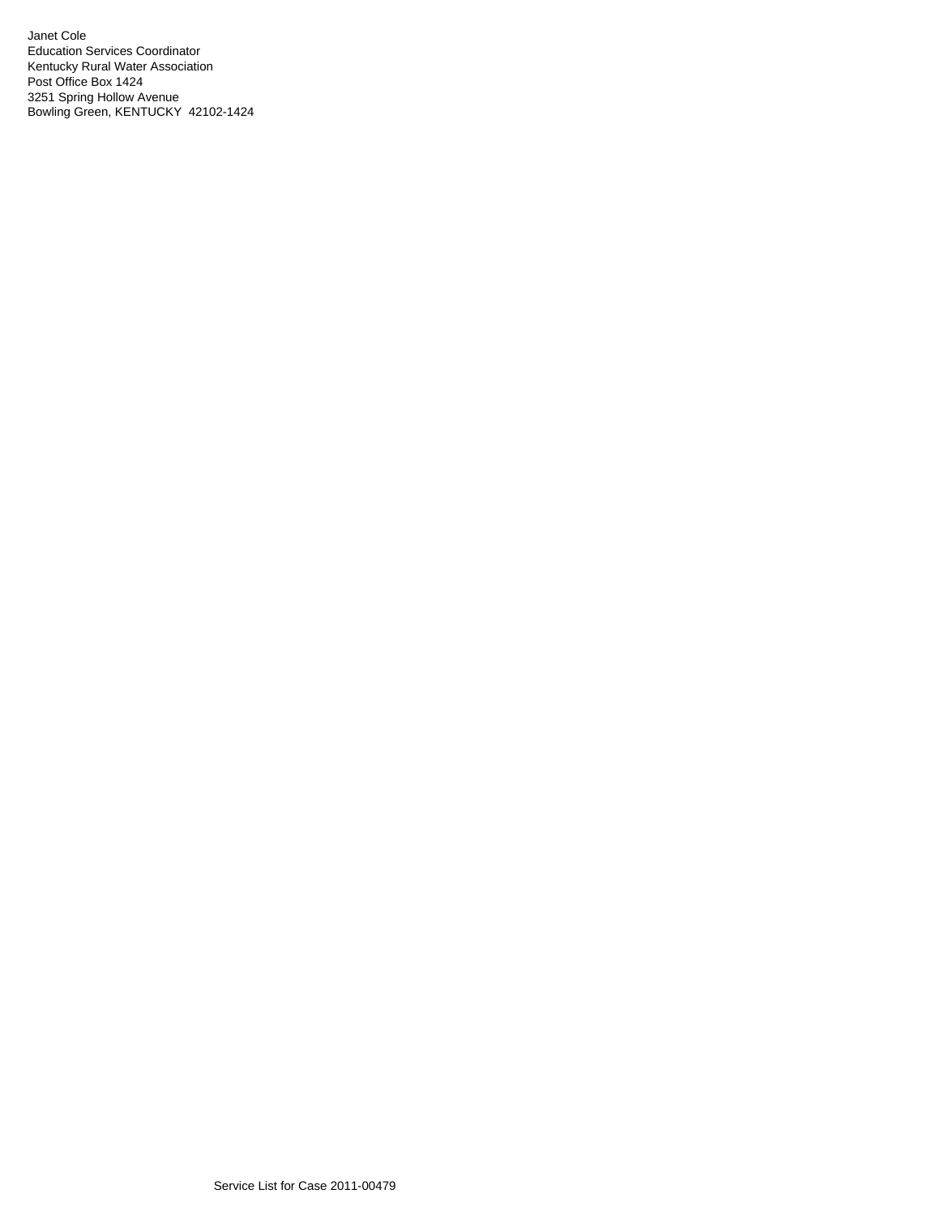Janet Cole
Education Services Coordinator
Kentucky Rural Water Association
Post Office Box 1424
3251 Spring Hollow Avenue
Bowling Green, KENTUCKY  42102-1424